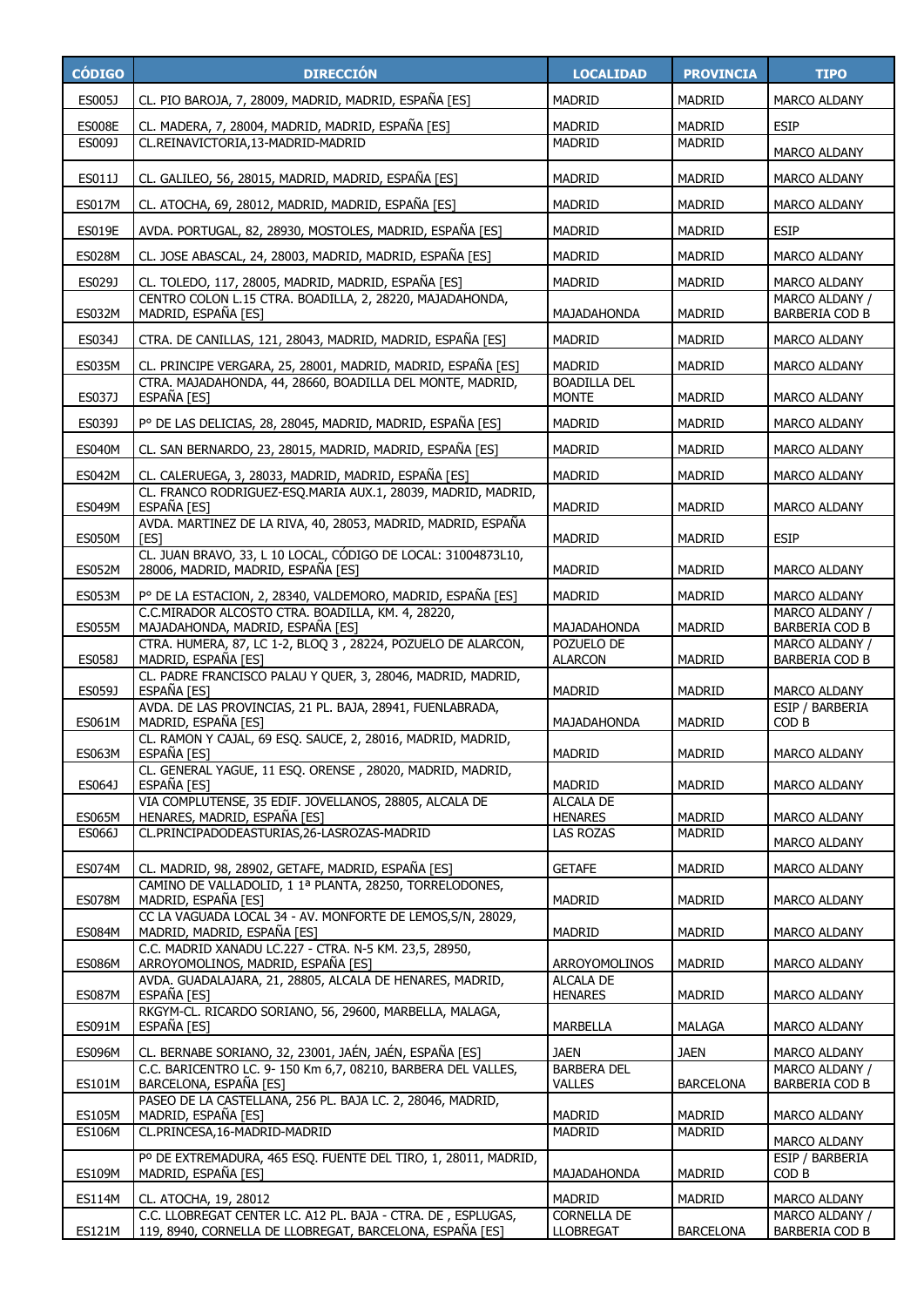| CÓDIGO | DIRECCIÓN | LOCALIDAD | PROVINCIA | TIPO |
| --- | --- | --- | --- | --- |
| ES005J | CL. PIO BAROJA, 7, 28009, MADRID, MADRID, ESPAÑA [ES] | MADRID | MADRID | MARCO ALDANY |
| ES008E | CL. MADERA, 7, 28004, MADRID, MADRID, ESPAÑA [ES] | MADRID | MADRID | ESIP |
| ES009J | CL.REINAVICTORIA,13-MADRID-MADRID | MADRID | MADRID | MARCO ALDANY |
| ES011J | CL. GALILEO, 56, 28015, MADRID, MADRID, ESPAÑA [ES] | MADRID | MADRID | MARCO ALDANY |
| ES017M | CL. ATOCHA, 69, 28012, MADRID, MADRID, ESPAÑA [ES] | MADRID | MADRID | MARCO ALDANY |
| ES019E | AVDA. PORTUGAL, 82, 28930, MOSTOLES, MADRID, ESPAÑA [ES] | MADRID | MADRID | ESIP |
| ES028M | CL. JOSE ABASCAL, 24, 28003, MADRID, MADRID, ESPAÑA [ES] | MADRID | MADRID | MARCO ALDANY |
| ES029J | CL. TOLEDO, 117, 28005, MADRID, MADRID, ESPAÑA [ES] | MADRID | MADRID | MARCO ALDANY |
| ES032M | CENTRO COLON L.15 CTRA. BOADILLA, 2, 28220, MAJADAHONDA, MADRID, ESPAÑA [ES] | MAJADAHONDA | MADRID | MARCO ALDANY / BARBERIA COD B |
| ES034J | CTRA. DE CANILLAS, 121, 28043, MADRID, MADRID, ESPAÑA [ES] | MADRID | MADRID | MARCO ALDANY |
| ES035M | CL. PRINCIPE VERGARA, 25, 28001, MADRID, MADRID, ESPAÑA [ES] | MADRID | MADRID | MARCO ALDANY |
| ES037J | CTRA. MAJADAHONDA, 44, 28660, BOADILLA DEL MONTE, MADRID, ESPAÑA [ES] | BOADILLA DEL MONTE | MADRID | MARCO ALDANY |
| ES039J | Pº DE LAS DELICIAS, 28, 28045, MADRID, MADRID, ESPAÑA [ES] | MADRID | MADRID | MARCO ALDANY |
| ES040M | CL. SAN BERNARDO, 23, 28015, MADRID, MADRID, ESPAÑA [ES] | MADRID | MADRID | MARCO ALDANY |
| ES042M | CL. CALERUEGA, 3, 28033, MADRID, MADRID, ESPAÑA [ES] | MADRID | MADRID | MARCO ALDANY |
| ES049M | CL. FRANCO RODRIGUEZ-ESQ.MARIA AUX.1, 28039, MADRID, MADRID, ESPAÑA [ES] | MADRID | MADRID | MARCO ALDANY |
| ES050M | AVDA. MARTINEZ DE LA RIVA, 40, 28053, MADRID, MADRID, ESPAÑA [ES] | MADRID | MADRID | ESIP |
| ES052M | CL. JUAN BRAVO, 33, L 10 LOCAL, CÓDIGO DE LOCAL: 31004873L10, 28006, MADRID, MADRID, ESPAÑA [ES] | MADRID | MADRID | MARCO ALDANY |
| ES053M | Pº DE LA ESTACION, 2, 28340, VALDEMORO, MADRID, ESPAÑA [ES] | MADRID | MADRID | MARCO ALDANY |
| ES055M | C.C.MIRADOR ALCOSTO CTRA. BOADILLA, KM. 4, 28220, MAJADAHONDA, MADRID, ESPAÑA [ES] | MAJADAHONDA | MADRID | MARCO ALDANY / BARBERIA COD B |
| ES058J | CTRA. HUMERA, 87, LC 1-2, BLOQ 3 , 28224, POZUELO DE ALARCON, MADRID, ESPAÑA [ES] | POZUELO DE ALARCON | MADRID | MARCO ALDANY / BARBERIA COD B |
| ES059J | CL. PADRE FRANCISCO PALAU Y QUER, 3, 28046, MADRID, MADRID, ESPAÑA [ES] | MADRID | MADRID | MARCO ALDANY |
| ES061M | AVDA. DE LAS PROVINCIAS, 21 PL. BAJA, 28941, FUENLABRADA, MADRID, ESPAÑA [ES] | MAJADAHONDA | MADRID | ESIP / BARBERIA COD B |
| ES063M | CL. RAMON Y CAJAL, 69 ESQ. SAUCE, 2, 28016, MADRID, MADRID, ESPAÑA [ES] | MADRID | MADRID | MARCO ALDANY |
| ES064J | CL. GENERAL YAGUE, 11 ESQ. ORENSE , 28020, MADRID, MADRID, ESPAÑA [ES] | MADRID | MADRID | MARCO ALDANY |
| ES065M | VIA COMPLUTENSE, 35 EDIF. JOVELLANOS, 28805, ALCALA DE HENARES, MADRID, ESPAÑA [ES] | ALCALA DE HENARES | MADRID | MARCO ALDANY |
| ES066J | CL.PRINCIPADODEASTURIAS,26-LASROZAS-MADRID | LAS ROZAS | MADRID | MARCO ALDANY |
| ES074M | CL. MADRID, 98, 28902, GETAFE, MADRID, ESPAÑA [ES] | GETAFE | MADRID | MARCO ALDANY |
| ES078M | CAMINO DE VALLADOLID, 1 1ª PLANTA, 28250, TORRELODONES, MADRID, ESPAÑA [ES] | MADRID | MADRID | MARCO ALDANY |
| ES084M | CC LA VAGUADA LOCAL 34 - AV. MONFORTE DE LEMOS,S/N, 28029, MADRID, MADRID, ESPAÑA [ES] | MADRID | MADRID | MARCO ALDANY |
| ES086M | C.C. MADRID XANADU LC.227 - CTRA. N-5 KM. 23,5, 28950, ARROYOMOLINOS, MADRID, ESPAÑA [ES] | ARROYOMOLINOS | MADRID | MARCO ALDANY |
| ES087M | AVDA. GUADALAJARA, 21, 28805, ALCALA DE HENARES, MADRID, ESPAÑA [ES] | ALCALA DE HENARES | MADRID | MARCO ALDANY |
| ES091M | RKGYM-CL. RICARDO SORIANO, 56, 29600, MARBELLA, MALAGA, ESPAÑA [ES] | MARBELLA | MALAGA | MARCO ALDANY |
| ES096M | CL. BERNABE SORIANO, 32, 23001, JAÉN, JAÉN, ESPAÑA [ES] | JAEN | JAEN | MARCO ALDANY |
| ES101M | C.C. BARICENTRO LC. 9- 150 Km 6,7, 08210, BARBERA DEL VALLES, BARCELONA, ESPAÑA [ES] | BARBERA DEL VALLES | BARCELONA | MARCO ALDANY / BARBERIA COD B |
| ES105M | PASEO DE LA CASTELLANA, 256 PL. BAJA LC. 2, 28046, MADRID, MADRID, ESPAÑA [ES] | MADRID | MADRID | MARCO ALDANY |
| ES106M | CL.PRINCESA,16-MADRID-MADRID | MADRID | MADRID | MARCO ALDANY |
| ES109M | Pº DE EXTREMADURA, 465 ESQ. FUENTE DEL TIRO, 1, 28011, MADRID, MADRID, ESPAÑA [ES] | MAJADAHONDA | MADRID | ESIP / BARBERIA COD B |
| ES114M | CL. ATOCHA, 19, 28012 | MADRID | MADRID | MARCO ALDANY |
| ES121M | C.C. LLOBREGAT CENTER LC. A12 PL. BAJA - CTRA. DE , ESPLUGAS, 119, 8940, CORNELLA DE LLOBREGAT, BARCELONA, ESPAÑA [ES] | CORNELLA DE LLOBREGAT | BARCELONA | MARCO ALDANY / BARBERIA COD B |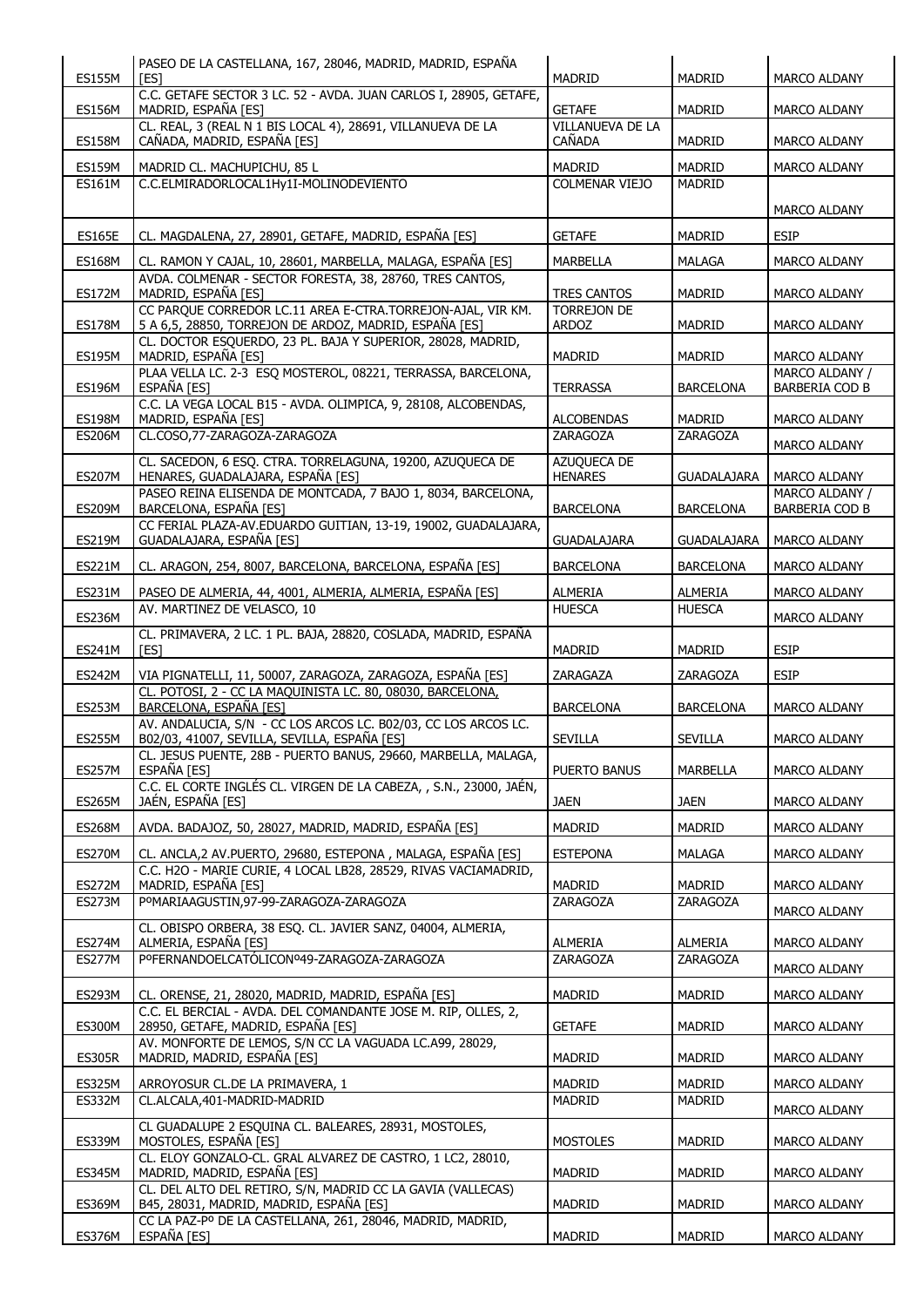| ES155M | PASEO DE LA CASTELLANA, 167, 28046, MADRID, MADRID, ESPAÑA [ES] | MADRID | MADRID | MARCO ALDANY |
|---|---|---|---|---|
| ES156M | C.C. GETAFE SECTOR 3 LC. 52 - AVDA. JUAN CARLOS I, 28905, GETAFE, MADRID, ESPAÑA [ES] | GETAFE | MADRID | MARCO ALDANY |
| ES158M | CL. REAL, 3 (REAL N 1 BIS LOCAL 4), 28691, VILLANUEVA DE LA CAÑADA, MADRID, ESPAÑA [ES] | VILLANUEVA DE LA CAÑADA | MADRID | MARCO ALDANY |
| ES159M | MADRID CL. MACHUPICHU, 85 L | MADRID | MADRID | MARCO ALDANY |
| ES161M | C.C.ELMIRADORLOCAL1Hy1I-MOLINODEVIENTO | COLMENAR VIEJO | MADRID | MARCO ALDANY |
| ES165E | CL. MAGDALENA, 27, 28901, GETAFE, MADRID, ESPAÑA [ES] | GETAFE | MADRID | ESIP |
| ES168M | CL. RAMON Y CAJAL, 10, 28601, MARBELLA, MALAGA, ESPAÑA [ES] | MARBELLA | MALAGA | MARCO ALDANY |
| ES172M | AVDA. COLMENAR - SECTOR FORESTA, 38, 28760, TRES CANTOS, MADRID, ESPAÑA [ES] | TRES CANTOS | MADRID | MARCO ALDANY |
| ES178M | CC PARQUE CORREDOR LC.11 AREA E-CTRA.TORREJON-AJAL, VIR KM. 5 A 6,5, 28850, TORREJON DE ARDOZ, MADRID, ESPAÑA [ES] | TORREJON DE ARDOZ | MADRID | MARCO ALDANY |
| ES195M | CL. DOCTOR ESQUERDO, 23 PL. BAJA Y SUPERIOR, 28028, MADRID, MADRID, ESPAÑA [ES] | MADRID | MADRID | MARCO ALDANY |
| ES196M | PLAA VELLA LC. 2-3 ESQ MOSTEROL, 08221, TERRASSA, BARCELONA, ESPAÑA [ES] | TERRASSA | BARCELONA | MARCO ALDANY / BARBERIA COD B |
| ES198M | C.C. LA VEGA LOCAL B15 - AVDA. OLIMPICA, 9, 28108, ALCOBENDAS, MADRID, ESPAÑA [ES] | ALCOBENDAS | MADRID | MARCO ALDANY |
| ES206M | CL.COSO,77-ZARAGOZA-ZARAGOZA | ZARAGOZA | ZARAGOZA | MARCO ALDANY |
| ES207M | CL. SACEDON, 6 ESQ. CTRA. TORRELAGUNA, 19200, AZUQUECA DE HENARES, GUADALAJARA, ESPAÑA [ES] | AZUQUECA DE HENARES | GUADALAJARA | MARCO ALDANY |
| ES209M | PASEO REINA ELISENDA DE MONTCADA, 7 BAJO 1, 8034, BARCELONA, BARCELONA, ESPAÑA [ES] | BARCELONA | BARCELONA | MARCO ALDANY / BARBERIA COD B |
| ES219M | CC FERIAL PLAZA-AV.EDUARDO GUITIAN, 13-19, 19002, GUADALAJARA, GUADALAJARA, ESPAÑA [ES] | GUADALAJARA | GUADALAJARA | MARCO ALDANY |
| ES221M | CL. ARAGON, 254, 8007, BARCELONA, BARCELONA, ESPAÑA [ES] | BARCELONA | BARCELONA | MARCO ALDANY |
| ES231M | PASEO DE ALMERIA, 44, 4001, ALMERIA, ALMERIA, ESPAÑA [ES] | ALMERIA | ALMERIA | MARCO ALDANY |
| ES236M | AV. MARTINEZ DE VELASCO, 10 | HUESCA | HUESCA | MARCO ALDANY |
| ES241M | CL. PRIMAVERA, 2 LC. 1 PL. BAJA, 28820, COSLADA, MADRID, ESPAÑA [ES] | MADRID | MADRID | ESIP |
| ES242M | VIA PIGNATELLI, 11, 50007, ZARAGOZA, ZARAGOZA, ESPAÑA [ES] | ZARAGAZA | ZARAGOZA | ESIP |
| ES253M | CL. POTOSI, 2 - CC LA MAQUINISTA LC. 80, 08030, BARCELONA, BARCELONA, ESPAÑA [ES] | BARCELONA | BARCELONA | MARCO ALDANY |
| ES255M | AV. ANDALUCIA, S/N - CC LOS ARCOS LC. B02/03, CC LOS ARCOS LC. B02/03, 41007, SEVILLA, SEVILLA, ESPAÑA [ES] | SEVILLA | SEVILLA | MARCO ALDANY |
| ES257M | CL. JESUS PUENTE, 28B - PUERTO BANUS, 29660, MARBELLA, MALAGA, ESPAÑA [ES] | PUERTO BANUS | MARBELLA | MARCO ALDANY |
| ES265M | C.C. EL CORTE INGLÉS CL. VIRGEN DE LA CABEZA, , S.N., 23000, JAÉN, JAÉN, ESPAÑA [ES] | JAEN | JAEN | MARCO ALDANY |
| ES268M | AVDA. BADAJOZ, 50, 28027, MADRID, MADRID, ESPAÑA [ES] | MADRID | MADRID | MARCO ALDANY |
| ES270M | CL. ANCLA,2 AV.PUERTO, 29680, ESTEPONA , MALAGA, ESPAÑA [ES] | ESTEPONA | MALAGA | MARCO ALDANY |
| ES272M | C.C. H2O - MARIE CURIE, 4 LOCAL LB28, 28529, RIVAS VACIAMADRID, MADRID, ESPAÑA [ES] | MADRID | MADRID | MARCO ALDANY |
| ES273M | PºMARIAAGUSTIN,97-99-ZARAGOZA-ZARAGOZA | ZARAGOZA | ZARAGOZA | MARCO ALDANY |
| ES274M | CL. OBISPO ORBERA, 38 ESQ. CL. JAVIER SANZ, 04004, ALMERIA, ALMERIA, ESPAÑA [ES] | ALMERIA | ALMERIA | MARCO ALDANY |
| ES277M | PºFERNANDOELCATÓLICONº49-ZARAGOZA-ZARAGOZA | ZARAGOZA | ZARAGOZA | MARCO ALDANY |
| ES293M | CL. ORENSE, 21, 28020, MADRID, MADRID, ESPAÑA [ES] | MADRID | MADRID | MARCO ALDANY |
| ES300M | C.C. EL BERCIAL - AVDA. DEL COMANDANTE JOSE M. RIP, OLLES, 2, 28950, GETAFE, MADRID, ESPAÑA [ES] | GETAFE | MADRID | MARCO ALDANY |
| ES305R | AV. MONFORTE DE LEMOS, S/N CC LA VAGUADA LC.A99, 28029, MADRID, MADRID, ESPAÑA [ES] | MADRID | MADRID | MARCO ALDANY |
| ES325M | ARROYOSUR CL.DE LA PRIMAVERA, 1 | MADRID | MADRID | MARCO ALDANY |
| ES332M | CL.ALCALA,401-MADRID-MADRID | MADRID | MADRID | MARCO ALDANY |
| ES339M | CL GUADALUPE 2 ESQUINA CL. BALEARES, 28931, MOSTOLES, MOSTOLES, ESPAÑA [ES] | MOSTOLES | MADRID | MARCO ALDANY |
| ES345M | CL. ELOY GONZALO-CL. GRAL ALVAREZ DE CASTRO, 1 LC2, 28010, MADRID, MADRID, ESPAÑA [ES] | MADRID | MADRID | MARCO ALDANY |
| ES369M | CL. DEL ALTO DEL RETIRO, S/N, MADRID CC LA GAVIA (VALLECAS) B45, 28031, MADRID, MADRID, ESPAÑA [ES] | MADRID | MADRID | MARCO ALDANY |
| ES376M | CC LA PAZ-Pº DE LA CASTELLANA, 261, 28046, MADRID, MADRID, ESPAÑA [ES] | MADRID | MADRID | MARCO ALDANY |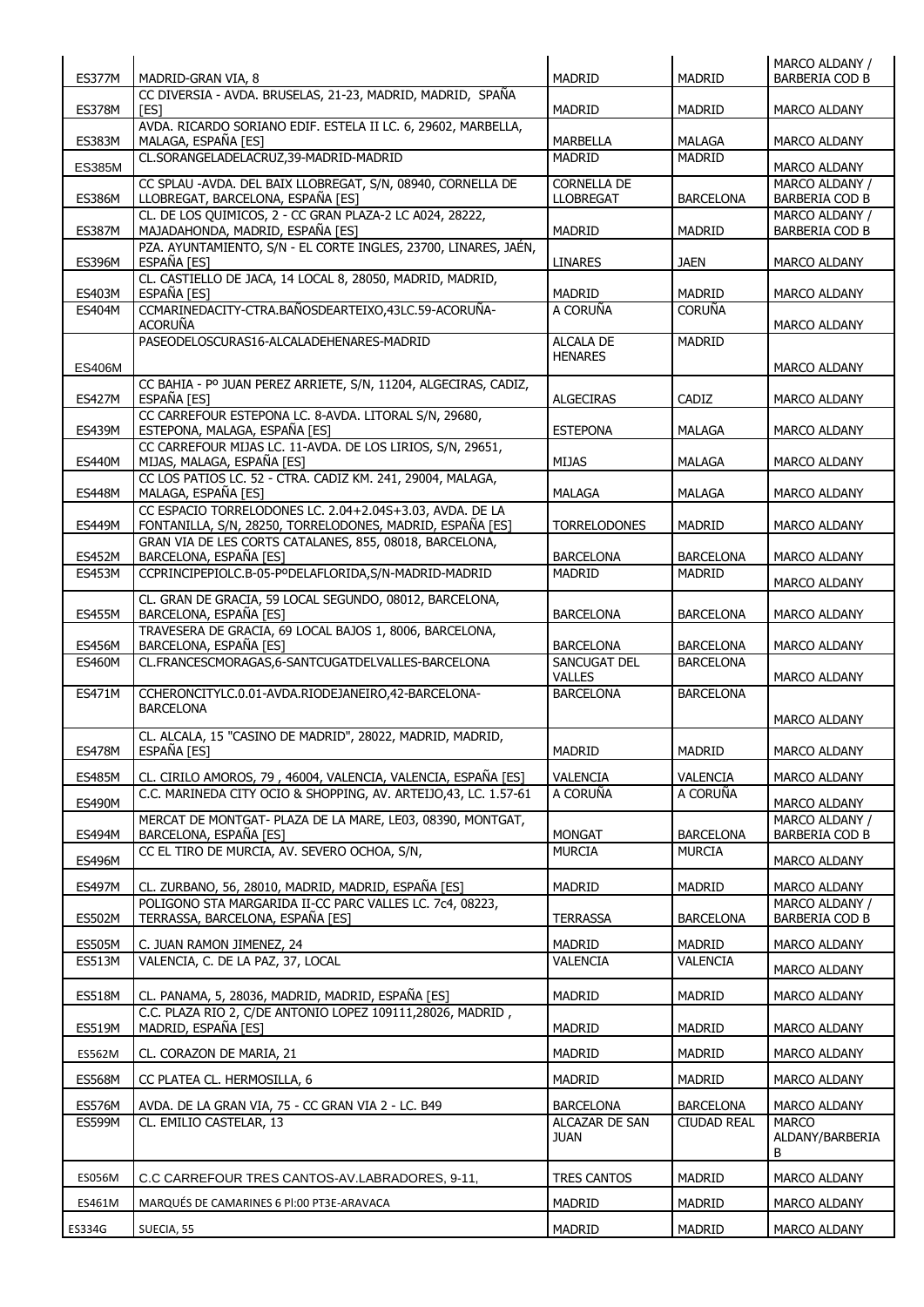| ES377M | MADRID-GRAN VIA, 8 | MADRID | MADRID | MARCO ALDANY / BARBERIA COD B |
|---|---|---|---|---|
| ES378M | CC DIVERSIA - AVDA. BRUSELAS, 21-23, MADRID, MADRID, SPAÑA [ES] | MADRID | MADRID | MARCO ALDANY |
| ES383M | AVDA. RICARDO SORIANO EDIF. ESTELA II LC. 6, 29602, MARBELLA, MALAGA, ESPAÑA [ES] | MARBELLA | MALAGA | MARCO ALDANY |
| ES385M | CL.SORANGELADELACRUZ,39-MADRID-MADRID | MADRID | MADRID | MARCO ALDANY |
| ES386M | CC SPLAU -AVDA. DEL BAIX LLOBREGAT, S/N, 08940, CORNELLA DE LLOBREGAT, BARCELONA, ESPAÑA [ES] | CORNELLA DE LLOBREGAT | BARCELONA | MARCO ALDANY / BARBERIA COD B |
| ES387M | CL. DE LOS QUIMICOS, 2 - CC GRAN PLAZA-2 LC A024, 28222, MAJADAHONDA, MADRID, ESPAÑA [ES] | MADRID | MADRID | MARCO ALDANY / BARBERIA COD B |
| ES396M | PZA. AYUNTAMIENTO, S/N - EL CORTE INGLES, 23700, LINARES, JAÉN, ESPAÑA [ES] | LINARES | JAEN | MARCO ALDANY |
| ES403M | CL. CASTIELLO DE JACA, 14 LOCAL 8, 28050, MADRID, MADRID, ESPAÑA [ES] | MADRID | MADRID | MARCO ALDANY |
| ES404M | CCMARINEDACITY-CTRA.BAÑOSDEARTEIXO,43LC.59-ACORUÑA-ACORUÑA | A CORUÑA | CORUÑA | MARCO ALDANY |
| ES406M | PASEODELOSCURAS16-ALCALADEHENARES-MADRID | ALCALA DE HENARES | MADRID | MARCO ALDANY |
| ES427M | CC BAHIA - Pº JUAN PEREZ ARRIETE, S/N, 11204, ALGECIRAS, CADIZ, ESPAÑA [ES] | ALGECIRAS | CADIZ | MARCO ALDANY |
| ES439M | CC CARREFOUR ESTEPONA LC. 8-AVDA. LITORAL S/N, 29680, ESTEPONA, MALAGA, ESPAÑA [ES] | ESTEPONA | MALAGA | MARCO ALDANY |
| ES440M | CC CARREFOUR MIJAS LC. 11-AVDA. DE LOS LIRIOS, S/N, 29651, MIJAS, MALAGA, ESPAÑA [ES] | MIJAS | MALAGA | MARCO ALDANY |
| ES448M | CC LOS PATIOS LC. 52 - CTRA. CADIZ KM. 241, 29004, MALAGA, MALAGA, ESPAÑA [ES] | MALAGA | MALAGA | MARCO ALDANY |
| ES449M | CC ESPACIO TORRELODONES LC. 2.04+2.04S+3.03, AVDA. DE LA FONTANILLA, S/N, 28250, TORRELODONES, MADRID, ESPAÑA [ES] | TORRELODONES | MADRID | MARCO ALDANY |
| ES452M | GRAN VIA DE LES CORTS CATALANES, 855, 08018, BARCELONA, BARCELONA, ESPAÑA [ES] | BARCELONA | BARCELONA | MARCO ALDANY |
| ES453M | CCPRINCIPEPIOLC.B-05-PºDELAFLORIDA,S/N-MADRID-MADRID | MADRID | MADRID | MARCO ALDANY |
| ES455M | CL. GRAN DE GRACIA, 59 LOCAL SEGUNDO, 08012, BARCELONA, BARCELONA, ESPAÑA [ES] | BARCELONA | BARCELONA | MARCO ALDANY |
| ES456M | TRAVESERA DE GRACIA, 69 LOCAL BAJOS 1, 8006, BARCELONA, BARCELONA, ESPAÑA [ES] | BARCELONA | BARCELONA | MARCO ALDANY |
| ES460M | CL.FRANCESCMORAGAS,6-SANTCUGATDELVALLES-BARCELONA | SANCUGAT DEL VALLES | BARCELONA | MARCO ALDANY |
| ES471M | CCHERONCITYLC.0.01-AVDA.RIODEJANEIRO,42-BARCELONA-BARCELONA | BARCELONA | BARCELONA | MARCO ALDANY |
| ES478M | CL. ALCALA, 15 "CASINO DE MADRID", 28022, MADRID, MADRID, ESPAÑA [ES] | MADRID | MADRID | MARCO ALDANY |
| ES485M | CL. CIRILO AMOROS, 79 , 46004, VALENCIA, VALENCIA, ESPAÑA [ES] | VALENCIA | VALENCIA | MARCO ALDANY |
| ES490M | C.C. MARINEDA CITY OCIO & SHOPPING, AV. ARTEIJO,43, LC. 1.57-61 | A CORUÑA | A CORUÑA | MARCO ALDANY |
| ES494M | MERCAT DE MONTGAT- PLAZA DE LA MARE, LE03, 08390, MONTGAT, BARCELONA, ESPAÑA [ES] | MONGAT | BARCELONA | MARCO ALDANY / BARBERIA COD B |
| ES496M | CC EL TIRO DE MURCIA, AV. SEVERO OCHOA, S/N, | MURCIA | MURCIA | MARCO ALDANY |
| ES497M | CL. ZURBANO, 56, 28010, MADRID, MADRID, ESPAÑA [ES] | MADRID | MADRID | MARCO ALDANY |
| ES502M | POLIGONO STA MARGARIDA II-CC PARC VALLES LC. 7c4, 08223, TERRASSA, BARCELONA, ESPAÑA [ES] | TERRASSA | BARCELONA | MARCO ALDANY / BARBERIA COD B |
| ES505M | C. JUAN RAMON JIMENEZ, 24 | MADRID | MADRID | MARCO ALDANY |
| ES513M | VALENCIA, C. DE LA PAZ, 37, LOCAL | VALENCIA | VALENCIA | MARCO ALDANY |
| ES518M | CL. PANAMA, 5, 28036, MADRID, MADRID, ESPAÑA [ES] | MADRID | MADRID | MARCO ALDANY |
| ES519M | C.C. PLAZA RIO 2, C/DE ANTONIO LOPEZ 109111,28026, MADRID , MADRID, ESPAÑA [ES] | MADRID | MADRID | MARCO ALDANY |
| ES562M | CL. CORAZON DE MARIA, 21 | MADRID | MADRID | MARCO ALDANY |
| ES568M | CC PLATEA CL. HERMOSILLA, 6 | MADRID | MADRID | MARCO ALDANY |
| ES576M | AVDA. DE LA GRAN VIA, 75 - CC GRAN VIA 2 - LC. B49 | BARCELONA | BARCELONA | MARCO ALDANY |
| ES599M | CL. EMILIO CASTELAR, 13 | ALCAZAR DE SAN JUAN | CIUDAD REAL | MARCO ALDANY/BARBERIA B |
| ES056M | C.C CARREFOUR TRES CANTOS-AV.LABRADORES, 9-11, | TRES CANTOS | MADRID | MARCO ALDANY |
| ES461M | MARQUÉS DE CAMARINES 6 Pl:00 PT3E-ARAVACA | MADRID | MADRID | MARCO ALDANY |
| ES334G | SUECIA, 55 | MADRID | MADRID | MARCO ALDANY |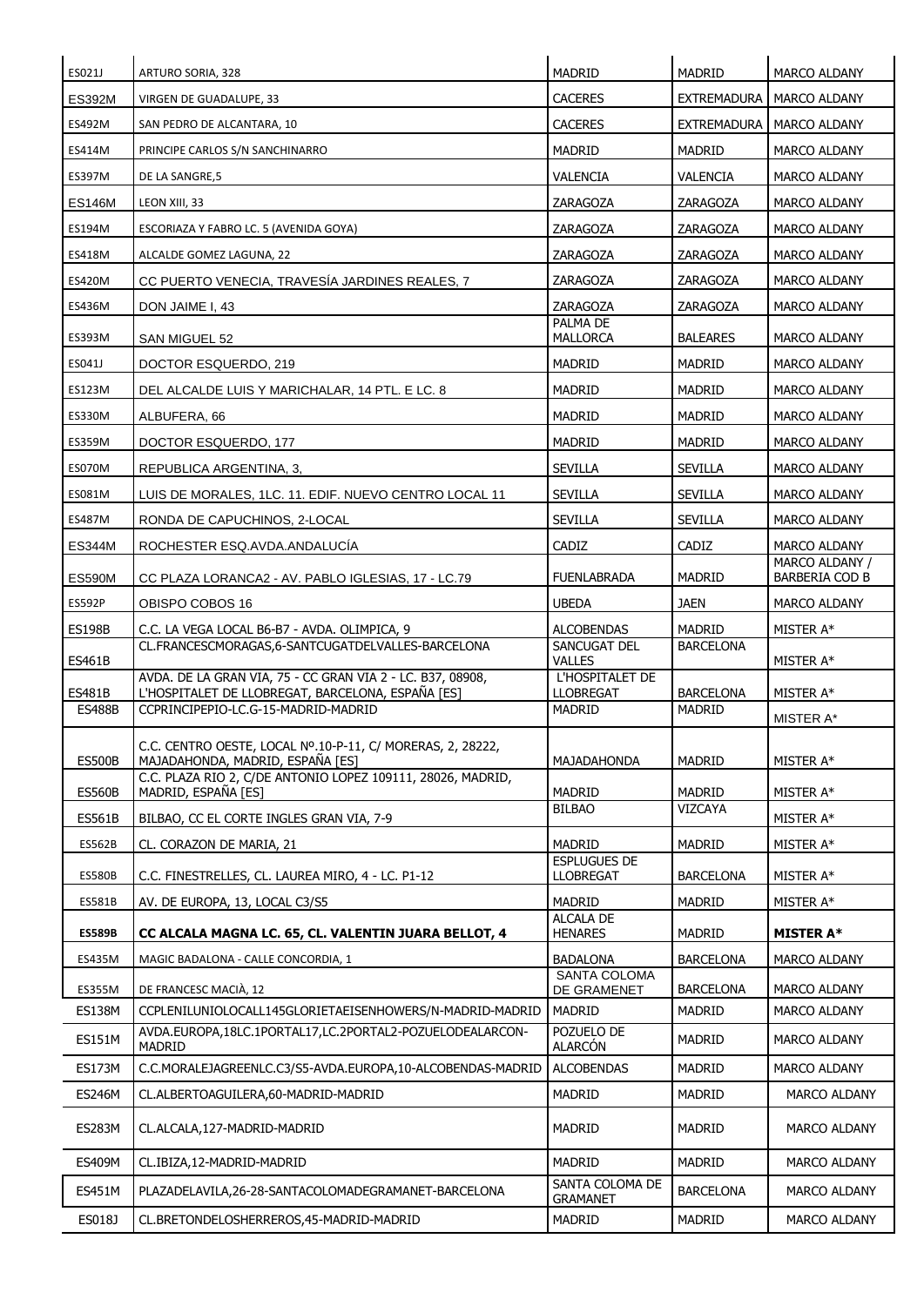| ES021J | ARTURO SORIA, 328 | MADRID | MADRID | MARCO ALDANY |
|---|---|---|---|---|
| ES392M | VIRGEN DE GUADALUPE, 33 | CACERES | EXTREMADURA | MARCO ALDANY |
| ES492M | SAN PEDRO DE ALCANTARA, 10 | CACERES | EXTREMADURA | MARCO ALDANY |
| ES414M | PRINCIPE CARLOS S/N SANCHINARRO | MADRID | MADRID | MARCO ALDANY |
| ES397M | DE LA SANGRE,5 | VALENCIA | VALENCIA | MARCO ALDANY |
| ES146M | LEON XIII, 33 | ZARAGOZA | ZARAGOZA | MARCO ALDANY |
| ES194M | ESCORIAZA Y FABRO LC. 5 (AVENIDA GOYA) | ZARAGOZA | ZARAGOZA | MARCO ALDANY |
| ES418M | ALCALDE GOMEZ LAGUNA, 22 | ZARAGOZA | ZARAGOZA | MARCO ALDANY |
| ES420M | CC PUERTO VENECIA, TRAVESÍA JARDINES REALES, 7 | ZARAGOZA | ZARAGOZA | MARCO ALDANY |
| ES436M | DON JAIME I, 43 | ZARAGOZA | ZARAGOZA | MARCO ALDANY |
| ES393M | SAN MIGUEL 52 | PALMA DE MALLORCA | BALEARES | MARCO ALDANY |
| ES041J | DOCTOR ESQUERDO, 219 | MADRID | MADRID | MARCO ALDANY |
| ES123M | DEL ALCALDE LUIS Y MARICHALAR, 14 PTL. E LC. 8 | MADRID | MADRID | MARCO ALDANY |
| ES330M | ALBUFERA, 66 | MADRID | MADRID | MARCO ALDANY |
| ES359M | DOCTOR ESQUERDO, 177 | MADRID | MADRID | MARCO ALDANY |
| ES070M | REPUBLICA ARGENTINA, 3, | SEVILLA | SEVILLA | MARCO ALDANY |
| ES081M | LUIS DE MORALES, 1LC. 11. EDIF. NUEVO CENTRO LOCAL 11 | SEVILLA | SEVILLA | MARCO ALDANY |
| ES487M | RONDA DE CAPUCHINOS, 2-LOCAL | SEVILLA | SEVILLA | MARCO ALDANY |
| ES344M | ROCHESTER ESQ.AVDA.ANDALUCÍA | CADIZ | CADIZ | MARCO ALDANY |
| ES590M | CC PLAZA LORANCA2 - AV. PABLO IGLESIAS, 17 - LC.79 | FUENLABRADA | MADRID | MARCO ALDANY / BARBERIA COD B |
| ES592P | OBISPO COBOS 16 | UBEDA | JAEN | MARCO ALDANY |
| ES198B | C.C. LA VEGA LOCAL B6-B7 - AVDA. OLIMPICA, 9 | ALCOBENDAS | MADRID | MISTER A* |
| ES461B | CL.FRANCESCMORAGAS,6-SANTCUGATDELVALLES-BARCELONA | SANCUGAT DEL VALLES | BARCELONA | MISTER A* |
| ES481B | AVDA. DE LA GRAN VIA, 75 - CC GRAN VIA 2 - LC. B37, 08908, L'HOSPITALET DE LLOBREGAT, BARCELONA, ESPAÑA [ES] | L'HOSPITALET DE LLOBREGAT | BARCELONA | MISTER A* |
| ES488B | CCPRINCIPEPIO-LC.G-15-MADRID-MADRID | MADRID | MADRID | MISTER A* |
| ES500B | C.C. CENTRO OESTE, LOCAL Nº.10-P-11, C/ MORERAS, 2, 28222, MAJADAHONDA, MADRID, ESPAÑA [ES] | MAJADAHONDA | MADRID | MISTER A* |
| ES560B | C.C. PLAZA RIO 2, C/DE ANTONIO LOPEZ 109111, 28026, MADRID, MADRID, ESPAÑA [ES] | MADRID | MADRID | MISTER A* |
| ES561B | BILBAO, CC EL CORTE INGLES GRAN VIA, 7-9 | BILBAO | VIZCAYA | MISTER A* |
| ES562B | CL. CORAZON DE MARIA, 21 | MADRID | MADRID | MISTER A* |
| ES580B | C.C. FINESTRELLES, CL. LAUREA MIRO, 4 - LC. P1-12 | ESPLUGUES DE LLOBREGAT | BARCELONA | MISTER A* |
| ES581B | AV. DE EUROPA, 13, LOCAL C3/S5 | MADRID | MADRID | MISTER A* |
| **ES589B** | **CC ALCALA MAGNA LC. 65, CL. VALENTIN JUARA BELLOT, 4** | ALCALA DE HENARES | MADRID | **MISTER A*** |
| ES435M | MAGIC BADALONA - CALLE CONCORDIA, 1 | BADALONA | BARCELONA | MARCO ALDANY |
| ES355M | DE FRANCESC MACIÀ, 12 | SANTA COLOMA DE GRAMENET | BARCELONA | MARCO ALDANY |
| ES138M | CCPLENILUNIOLOCALL145GLORIETAEISENHOWERS/N-MADRID-MADRID | MADRID | MADRID | MARCO ALDANY |
| ES151M | AVDA.EUROPA,18LC.1PORTAL17,LC.2PORTAL2-POZUELODEALARCON-MADRID | POZUELO DE ALARCÓN | MADRID | MARCO ALDANY |
| ES173M | C.C.MORALEJAGREENLC.C3/S5-AVDA.EUROPA,10-ALCOBENDAS-MADRID | ALCOBENDAS | MADRID | MARCO ALDANY |
| ES246M | CL.ALBERTOAGUILERA,60-MADRID-MADRID | MADRID | MADRID | MARCO ALDANY |
| ES283M | CL.ALCALA,127-MADRID-MADRID | MADRID | MADRID | MARCO ALDANY |
| ES409M | CL.IBIZA,12-MADRID-MADRID | MADRID | MADRID | MARCO ALDANY |
| ES451M | PLAZADELAVILA,26-28-SANTACOLOMADEGRAMANET-BARCELONA | SANTA COLOMA DE GRAMANET | BARCELONA | MARCO ALDANY |
| ES018J | CL.BRETONDELOSHERREROS,45-MADRID-MADRID | MADRID | MADRID | MARCO ALDANY |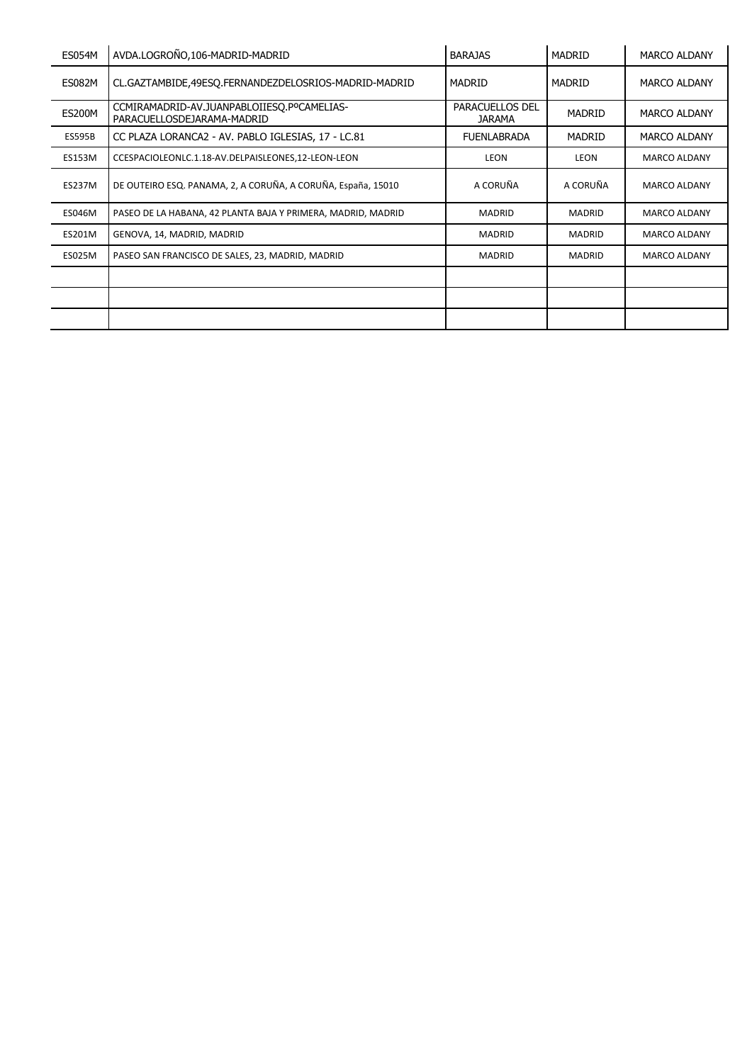| | | | | |
|---|---|---|---|---|
| ES054M | AVDA.LOGROÑO,106-MADRID-MADRID | BARAJAS | MADRID | MARCO ALDANY |
| ES082M | CL.GAZTAMBIDE,49ESQ.FERNANDEZDELOSRIOS-MADRID-MADRID | MADRID | MADRID | MARCO ALDANY |
| ES200M | CCMIRAMADRID-AV.JUANPABLOIIESQ.PºCAMELIAS-PARACUELLOSDEJARAMA-MADRID | PARACUELLOS DEL JARAMA | MADRID | MARCO ALDANY |
| ES595B | CC PLAZA LORANCA2 - AV. PABLO IGLESIAS, 17 - LC.81 | FUENLABRADA | MADRID | MARCO ALDANY |
| ES153M | CCESPACIOLEONLC.1.18-AV.DELPAISLEONES,12-LEON-LEON | LEON | LEON | MARCO ALDANY |
| ES237M | DE OUTEIRO ESQ. PANAMA, 2, A CORUÑA, A CORUÑA, España, 15010 | A CORUÑA | A CORUÑA | MARCO ALDANY |
| ES046M | PASEO DE LA HABANA, 42 PLANTA BAJA Y PRIMERA, MADRID, MADRID | MADRID | MADRID | MARCO ALDANY |
| ES201M | GENOVA, 14, MADRID, MADRID | MADRID | MADRID | MARCO ALDANY |
| ES025M | PASEO SAN FRANCISCO DE SALES, 23, MADRID, MADRID | MADRID | MADRID | MARCO ALDANY |
| | | | | |
| | | | | |
| | | | | |